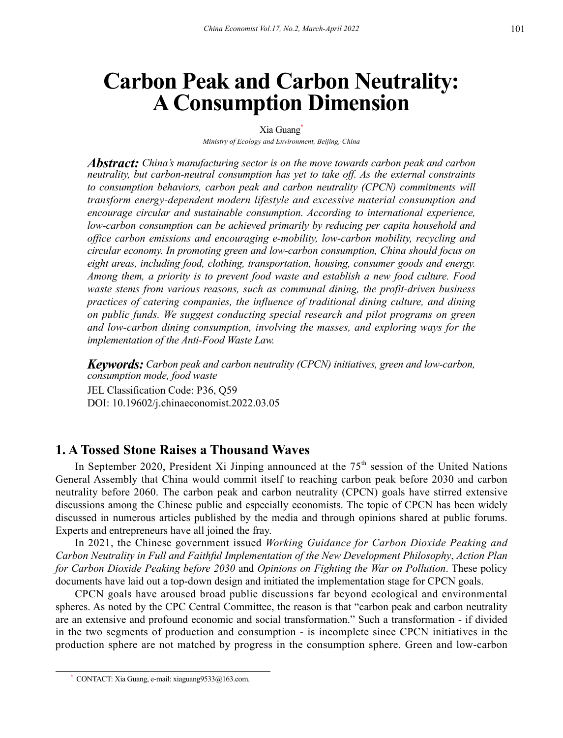# Carbon Peak and Carbon Neutrality: A Consumption Dimension

Xia Guang[*]

*Ministry of Ecology and Environment, Beijing, China*

***Abstract:*** *China's manufacturing sector is on the move towards carbon peak and carbon neutrality, but carbon-neutral consumption has yet to take off. As the external constraints to consumption behaviors, carbon peak and carbon neutrality (CPCN) commitments will transform energy-dependent modern lifestyle and excessive material consumption and encourage circular and sustainable consumption. According to international experience, low-carbon consumption can be achieved primarily by reducing per capita household and office carbon emissions and encouraging e-mobility, low-carbon mobility, recycling and circular economy. In promoting green and low-carbon consumption, China should focus on eight areas, including food, clothing, transportation, housing, consumer goods and energy. Among them, a priority is to prevent food waste and establish a new food culture. Food waste stems from various reasons, such as communal dining, the profit-driven business practices of catering companies, the influence of traditional dining culture, and dining on public funds. We suggest conducting special research and pilot programs on green and low-carbon dining consumption, involving the masses, and exploring ways for the implementation of the Anti-Food Waste Law.*

***Keywords:*** *Carbon peak and carbon neutrality (CPCN) initiatives, green and low-carbon, consumption mode, food waste*

JEL Classification Code: P36, Q59

DOI: 10.19602/j.chinaeconomist.2022.03.05

## 1. A Tossed Stone Raises a Thousand Waves

In September 2020, President Xi Jinping announced at the 75th session of the United Nations General Assembly that China would commit itself to reaching carbon peak before 2030 and carbon neutrality before 2060. The carbon peak and carbon neutrality (CPCN) goals have stirred extensive discussions among the Chinese public and especially economists. The topic of CPCN has been widely discussed in numerous articles published by the media and through opinions shared at public forums. Experts and entrepreneurs have all joined the fray.

In 2021, the Chinese government issued *Working Guidance for Carbon Dioxide Peaking and Carbon Neutrality in Full and Faithful Implementation of the New Development Philosophy*, *Action Plan for Carbon Dioxide Peaking before 2030* and *Opinions on Fighting the War on Pollution*. These policy documents have laid out a top-down design and initiated the implementation stage for CPCN goals.

CPCN goals have aroused broad public discussions far beyond ecological and environmental spheres. As noted by the CPC Central Committee, the reason is that "carbon peak and carbon neutrality are an extensive and profound economic and social transformation." Such a transformation - if divided in the two segments of production and consumption - is incomplete since CPCN initiatives in the production sphere are not matched by progress in the consumption sphere. Green and low-carbon

[*] CONTACT: Xia Guang, e-mail: xiaguang9533@163.com.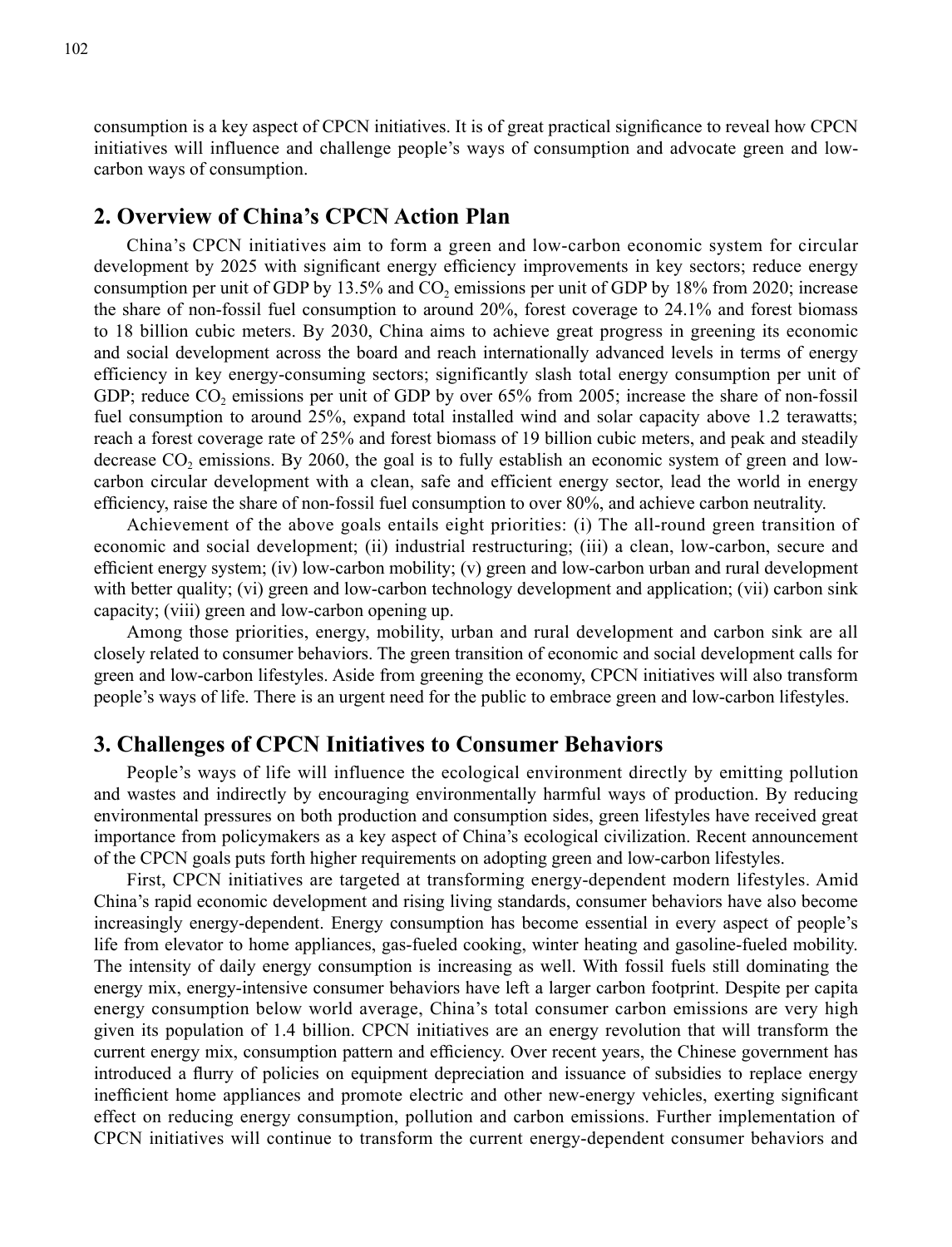consumption is a key aspect of CPCN initiatives. It is of great practical significance to reveal how CPCN initiatives will influence and challenge people's ways of consumption and advocate green and low-carbon ways of consumption.

## 2. Overview of China's CPCN Action Plan

China's CPCN initiatives aim to form a green and low-carbon economic system for circular development by 2025 with significant energy efficiency improvements in key sectors; reduce energy consumption per unit of GDP by 13.5% and $CO_2$ emissions per unit of GDP by 18% from 2020; increase the share of non-fossil fuel consumption to around 20%, forest coverage to 24.1% and forest biomass to 18 billion cubic meters. By 2030, China aims to achieve great progress in greening its economic and social development across the board and reach internationally advanced levels in terms of energy efficiency in key energy-consuming sectors; significantly slash total energy consumption per unit of GDP; reduce $CO_2$ emissions per unit of GDP by over 65% from 2005; increase the share of non-fossil fuel consumption to around 25%, expand total installed wind and solar capacity above 1.2 terawatts; reach a forest coverage rate of 25% and forest biomass of 19 billion cubic meters, and peak and steadily decrease $CO_2$ emissions. By 2060, the goal is to fully establish an economic system of green and low-carbon circular development with a clean, safe and efficient energy sector, lead the world in energy efficiency, raise the share of non-fossil fuel consumption to over 80%, and achieve carbon neutrality.

Achievement of the above goals entails eight priorities: (i) The all-round green transition of economic and social development; (ii) industrial restructuring; (iii) a clean, low-carbon, secure and efficient energy system; (iv) low-carbon mobility; (v) green and low-carbon urban and rural development with better quality; (vi) green and low-carbon technology development and application; (vii) carbon sink capacity; (viii) green and low-carbon opening up.

Among those priorities, energy, mobility, urban and rural development and carbon sink are all closely related to consumer behaviors. The green transition of economic and social development calls for green and low-carbon lifestyles. Aside from greening the economy, CPCN initiatives will also transform people's ways of life. There is an urgent need for the public to embrace green and low-carbon lifestyles.

## 3. Challenges of CPCN Initiatives to Consumer Behaviors

People's ways of life will influence the ecological environment directly by emitting pollution and wastes and indirectly by encouraging environmentally harmful ways of production. By reducing environmental pressures on both production and consumption sides, green lifestyles have received great importance from policymakers as a key aspect of China's ecological civilization. Recent announcement of the CPCN goals puts forth higher requirements on adopting green and low-carbon lifestyles.

First, CPCN initiatives are targeted at transforming energy-dependent modern lifestyles. Amid China's rapid economic development and rising living standards, consumer behaviors have also become increasingly energy-dependent. Energy consumption has become essential in every aspect of people's life from elevator to home appliances, gas-fueled cooking, winter heating and gasoline-fueled mobility. The intensity of daily energy consumption is increasing as well. With fossil fuels still dominating the energy mix, energy-intensive consumer behaviors have left a larger carbon footprint. Despite per capita energy consumption below world average, China's total consumer carbon emissions are very high given its population of 1.4 billion. CPCN initiatives are an energy revolution that will transform the current energy mix, consumption pattern and efficiency. Over recent years, the Chinese government has introduced a flurry of policies on equipment depreciation and issuance of subsidies to replace energy inefficient home appliances and promote electric and other new-energy vehicles, exerting significant effect on reducing energy consumption, pollution and carbon emissions. Further implementation of CPCN initiatives will continue to transform the current energy-dependent consumer behaviors and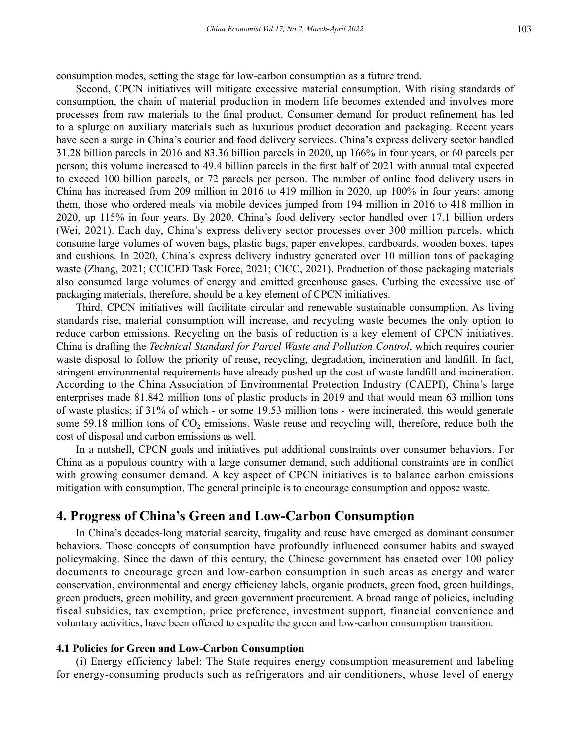consumption modes, setting the stage for low-carbon consumption as a future trend.

Second, CPCN initiatives will mitigate excessive material consumption. With rising standards of consumption, the chain of material production in modern life becomes extended and involves more processes from raw materials to the final product. Consumer demand for product refinement has led to a splurge on auxiliary materials such as luxurious product decoration and packaging. Recent years have seen a surge in China's courier and food delivery services. China's express delivery sector handled 31.28 billion parcels in 2016 and 83.36 billion parcels in 2020, up 166% in four years, or 60 parcels per person; this volume increased to 49.4 billion parcels in the first half of 2021 with annual total expected to exceed 100 billion parcels, or 72 parcels per person. The number of online food delivery users in China has increased from 209 million in 2016 to 419 million in 2020, up 100% in four years; among them, those who ordered meals via mobile devices jumped from 194 million in 2016 to 418 million in 2020, up 115% in four years. By 2020, China's food delivery sector handled over 17.1 billion orders (Wei, 2021). Each day, China's express delivery sector processes over 300 million parcels, which consume large volumes of woven bags, plastic bags, paper envelopes, cardboards, wooden boxes, tapes and cushions. In 2020, China's express delivery industry generated over 10 million tons of packaging waste (Zhang, 2021; CCICED Task Force, 2021; CICC, 2021). Production of those packaging materials also consumed large volumes of energy and emitted greenhouse gases. Curbing the excessive use of packaging materials, therefore, should be a key element of CPCN initiatives.

Third, CPCN initiatives will facilitate circular and renewable sustainable consumption. As living standards rise, material consumption will increase, and recycling waste becomes the only option to reduce carbon emissions. Recycling on the basis of reduction is a key element of CPCN initiatives. China is drafting the *Technical Standard for Parcel Waste and Pollution Control*, which requires courier waste disposal to follow the priority of reuse, recycling, degradation, incineration and landfill. In fact, stringent environmental requirements have already pushed up the cost of waste landfill and incineration. According to the China Association of Environmental Protection Industry (CAEPI), China's large enterprises made 81.842 million tons of plastic products in 2019 and that would mean 63 million tons of waste plastics; if 31% of which - or some 19.53 million tons - were incinerated, this would generate some 59.18 million tons of $CO_2$ emissions. Waste reuse and recycling will, therefore, reduce both the cost of disposal and carbon emissions as well.

In a nutshell, CPCN goals and initiatives put additional constraints over consumer behaviors. For China as a populous country with a large consumer demand, such additional constraints are in conflict with growing consumer demand. A key aspect of CPCN initiatives is to balance carbon emissions mitigation with consumption. The general principle is to encourage consumption and oppose waste.

## 4. Progress of China's Green and Low-Carbon Consumption

In China's decades-long material scarcity, frugality and reuse have emerged as dominant consumer behaviors. Those concepts of consumption have profoundly influenced consumer habits and swayed policymaking. Since the dawn of this century, the Chinese government has enacted over 100 policy documents to encourage green and low-carbon consumption in such areas as energy and water conservation, environmental and energy efficiency labels, organic products, green food, green buildings, green products, green mobility, and green government procurement. A broad range of policies, including fiscal subsidies, tax exemption, price preference, investment support, financial convenience and voluntary activities, have been offered to expedite the green and low-carbon consumption transition.

### 4.1 Policies for Green and Low-Carbon Consumption

(i) Energy efficiency label: The State requires energy consumption measurement and labeling for energy-consuming products such as refrigerators and air conditioners, whose level of energy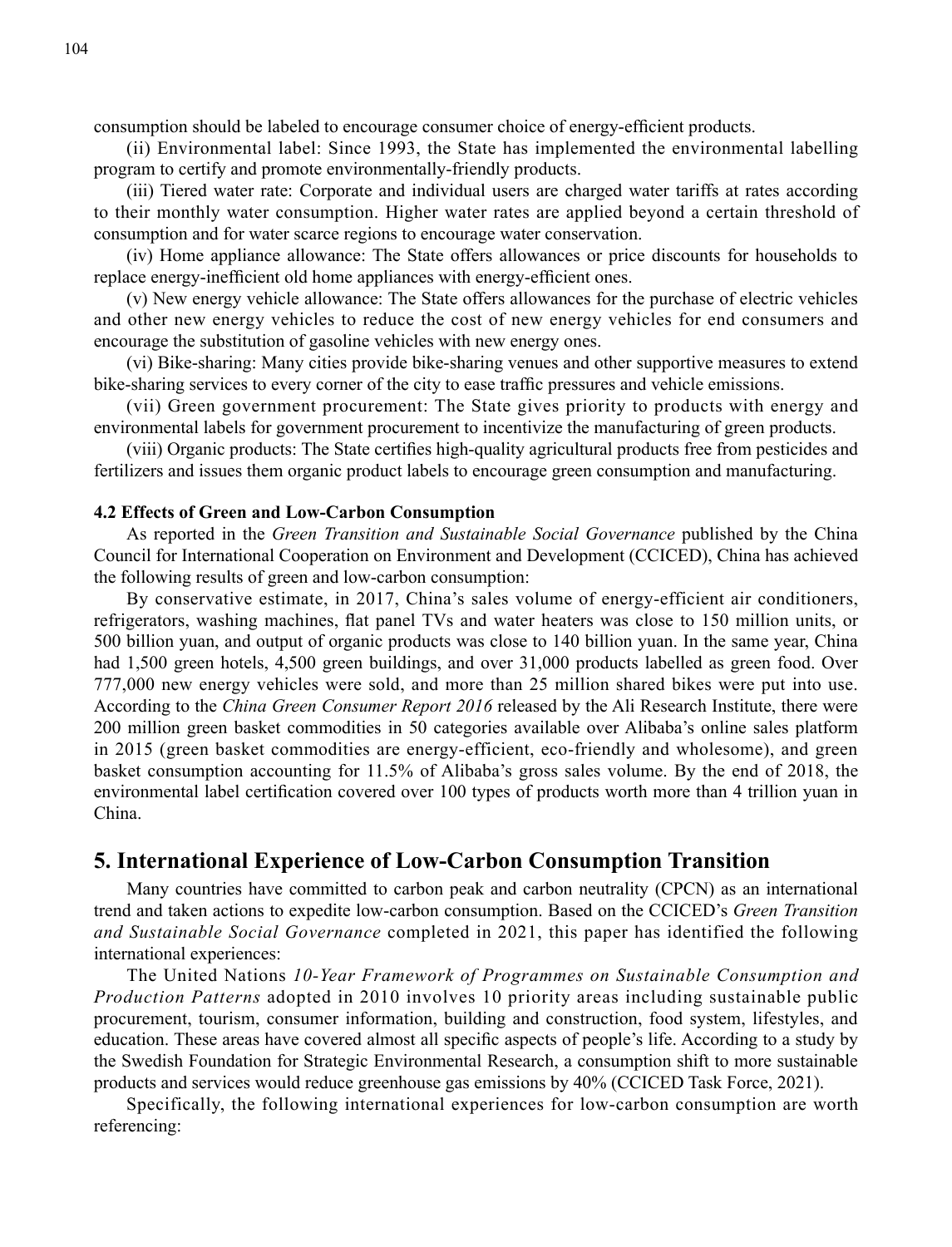consumption should be labeled to encourage consumer choice of energy-efficient products.

(ii) Environmental label: Since 1993, the State has implemented the environmental labelling program to certify and promote environmentally-friendly products.

(iii) Tiered water rate: Corporate and individual users are charged water tariffs at rates according to their monthly water consumption. Higher water rates are applied beyond a certain threshold of consumption and for water scarce regions to encourage water conservation.

(iv) Home appliance allowance: The State offers allowances or price discounts for households to replace energy-inefficient old home appliances with energy-efficient ones.

(v) New energy vehicle allowance: The State offers allowances for the purchase of electric vehicles and other new energy vehicles to reduce the cost of new energy vehicles for end consumers and encourage the substitution of gasoline vehicles with new energy ones.

(vi) Bike-sharing: Many cities provide bike-sharing venues and other supportive measures to extend bike-sharing services to every corner of the city to ease traffic pressures and vehicle emissions.

(vii) Green government procurement: The State gives priority to products with energy and environmental labels for government procurement to incentivize the manufacturing of green products.

(viii) Organic products: The State certifies high-quality agricultural products free from pesticides and fertilizers and issues them organic product labels to encourage green consumption and manufacturing.

### 4.2 Effects of Green and Low-Carbon Consumption

As reported in the *Green Transition and Sustainable Social Governance* published by the China Council for International Cooperation on Environment and Development (CCICED), China has achieved the following results of green and low-carbon consumption:

By conservative estimate, in 2017, China's sales volume of energy-efficient air conditioners, refrigerators, washing machines, flat panel TVs and water heaters was close to 150 million units, or 500 billion yuan, and output of organic products was close to 140 billion yuan. In the same year, China had 1,500 green hotels, 4,500 green buildings, and over 31,000 products labelled as green food. Over 777,000 new energy vehicles were sold, and more than 25 million shared bikes were put into use. According to the *China Green Consumer Report 2016* released by the Ali Research Institute, there were 200 million green basket commodities in 50 categories available over Alibaba's online sales platform in 2015 (green basket commodities are energy-efficient, eco-friendly and wholesome), and green basket consumption accounting for 11.5% of Alibaba's gross sales volume. By the end of 2018, the environmental label certification covered over 100 types of products worth more than 4 trillion yuan in China.

## 5. International Experience of Low-Carbon Consumption Transition

Many countries have committed to carbon peak and carbon neutrality (CPCN) as an international trend and taken actions to expedite low-carbon consumption. Based on the CCICED's *Green Transition and Sustainable Social Governance* completed in 2021, this paper has identified the following international experiences:

The United Nations *10-Year Framework of Programmes on Sustainable Consumption and Production Patterns* adopted in 2010 involves 10 priority areas including sustainable public procurement, tourism, consumer information, building and construction, food system, lifestyles, and education. These areas have covered almost all specific aspects of people's life. According to a study by the Swedish Foundation for Strategic Environmental Research, a consumption shift to more sustainable products and services would reduce greenhouse gas emissions by 40% (CCICED Task Force, 2021).

Specifically, the following international experiences for low-carbon consumption are worth referencing: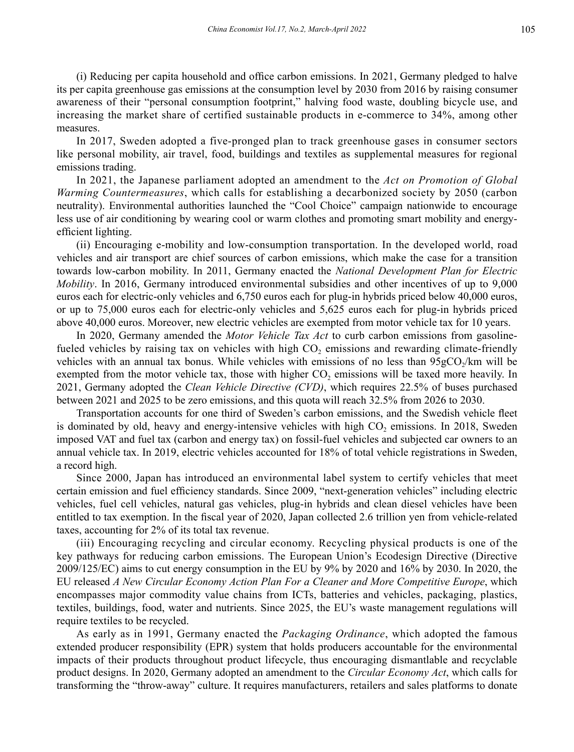(i) Reducing per capita household and office carbon emissions. In 2021, Germany pledged to halve its per capita greenhouse gas emissions at the consumption level by 2030 from 2016 by raising consumer awareness of their "personal consumption footprint," halving food waste, doubling bicycle use, and increasing the market share of certified sustainable products in e-commerce to 34%, among other measures.

In 2017, Sweden adopted a five-pronged plan to track greenhouse gases in consumer sectors like personal mobility, air travel, food, buildings and textiles as supplemental measures for regional emissions trading.

In 2021, the Japanese parliament adopted an amendment to the *Act on Promotion of Global Warming Countermeasures*, which calls for establishing a decarbonized society by 2050 (carbon neutrality). Environmental authorities launched the "Cool Choice" campaign nationwide to encourage less use of air conditioning by wearing cool or warm clothes and promoting smart mobility and energy-efficient lighting.

(ii) Encouraging e-mobility and low-consumption transportation. In the developed world, road vehicles and air transport are chief sources of carbon emissions, which make the case for a transition towards low-carbon mobility. In 2011, Germany enacted the *National Development Plan for Electric Mobility*. In 2016, Germany introduced environmental subsidies and other incentives of up to 9,000 euros each for electric-only vehicles and 6,750 euros each for plug-in hybrids priced below 40,000 euros, or up to 75,000 euros each for electric-only vehicles and 5,625 euros each for plug-in hybrids priced above 40,000 euros. Moreover, new electric vehicles are exempted from motor vehicle tax for 10 years.

In 2020, Germany amended the *Motor Vehicle Tax Act* to curb carbon emissions from gasoline-fueled vehicles by raising tax on vehicles with high $CO_2$ emissions and rewarding climate-friendly vehicles with an annual tax bonus. While vehicles with emissions of no less than 95g$CO_2$/km will be exempted from the motor vehicle tax, those with higher $CO_2$ emissions will be taxed more heavily. In 2021, Germany adopted the *Clean Vehicle Directive (CVD)*, which requires 22.5% of buses purchased between 2021 and 2025 to be zero emissions, and this quota will reach 32.5% from 2026 to 2030.

Transportation accounts for one third of Sweden's carbon emissions, and the Swedish vehicle fleet is dominated by old, heavy and energy-intensive vehicles with high $CO_2$ emissions. In 2018, Sweden imposed VAT and fuel tax (carbon and energy tax) on fossil-fuel vehicles and subjected car owners to an annual vehicle tax. In 2019, electric vehicles accounted for 18% of total vehicle registrations in Sweden, a record high.

Since 2000, Japan has introduced an environmental label system to certify vehicles that meet certain emission and fuel efficiency standards. Since 2009, "next-generation vehicles" including electric vehicles, fuel cell vehicles, natural gas vehicles, plug-in hybrids and clean diesel vehicles have been entitled to tax exemption. In the fiscal year of 2020, Japan collected 2.6 trillion yen from vehicle-related taxes, accounting for 2% of its total tax revenue.

(iii) Encouraging recycling and circular economy. Recycling physical products is one of the key pathways for reducing carbon emissions. The European Union's Ecodesign Directive (Directive 2009/125/EC) aims to cut energy consumption in the EU by 9% by 2020 and 16% by 2030. In 2020, the EU released *A New Circular Economy Action Plan For a Cleaner and More Competitive Europe*, which encompasses major commodity value chains from ICTs, batteries and vehicles, packaging, plastics, textiles, buildings, food, water and nutrients. Since 2025, the EU's waste management regulations will require textiles to be recycled.

As early as in 1991, Germany enacted the *Packaging Ordinance*, which adopted the famous extended producer responsibility (EPR) system that holds producers accountable for the environmental impacts of their products throughout product lifecycle, thus encouraging dismantlable and recyclable product designs. In 2020, Germany adopted an amendment to the *Circular Economy Act*, which calls for transforming the "throw-away" culture. It requires manufacturers, retailers and sales platforms to donate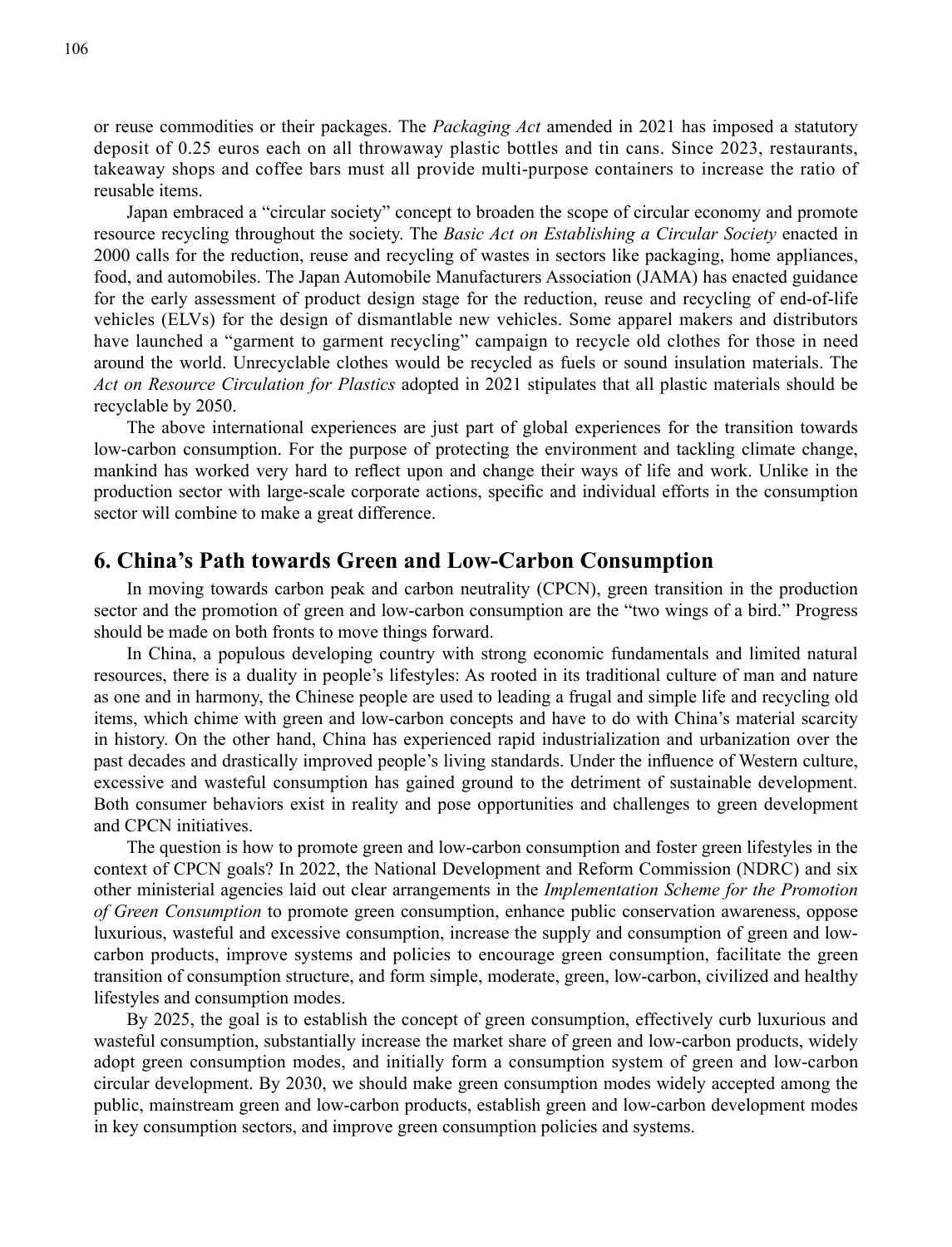or reuse commodities or their packages. The *Packaging Act* amended in 2021 has imposed a statutory deposit of 0.25 euros each on all throwaway plastic bottles and tin cans. Since 2023, restaurants, takeaway shops and coffee bars must all provide multi-purpose containers to increase the ratio of reusable items.

Japan embraced a "circular society" concept to broaden the scope of circular economy and promote resource recycling throughout the society. The *Basic Act on Establishing a Circular Society* enacted in 2000 calls for the reduction, reuse and recycling of wastes in sectors like packaging, home appliances, food, and automobiles. The Japan Automobile Manufacturers Association (JAMA) has enacted guidance for the early assessment of product design stage for the reduction, reuse and recycling of end-of-life vehicles (ELVs) for the design of dismantlable new vehicles. Some apparel makers and distributors have launched a "garment to garment recycling" campaign to recycle old clothes for those in need around the world. Unrecyclable clothes would be recycled as fuels or sound insulation materials. The *Act on Resource Circulation for Plastics* adopted in 2021 stipulates that all plastic materials should be recyclable by 2050.

The above international experiences are just part of global experiences for the transition towards low-carbon consumption. For the purpose of protecting the environment and tackling climate change, mankind has worked very hard to reflect upon and change their ways of life and work. Unlike in the production sector with large-scale corporate actions, specific and individual efforts in the consumption sector will combine to make a great difference.

## 6. China's Path towards Green and Low-Carbon Consumption

In moving towards carbon peak and carbon neutrality (CPCN), green transition in the production sector and the promotion of green and low-carbon consumption are the "two wings of a bird." Progress should be made on both fronts to move things forward.

In China, a populous developing country with strong economic fundamentals and limited natural resources, there is a duality in people's lifestyles: As rooted in its traditional culture of man and nature as one and in harmony, the Chinese people are used to leading a frugal and simple life and recycling old items, which chime with green and low-carbon concepts and have to do with China's material scarcity in history. On the other hand, China has experienced rapid industrialization and urbanization over the past decades and drastically improved people's living standards. Under the influence of Western culture, excessive and wasteful consumption has gained ground to the detriment of sustainable development. Both consumer behaviors exist in reality and pose opportunities and challenges to green development and CPCN initiatives.

The question is how to promote green and low-carbon consumption and foster green lifestyles in the context of CPCN goals? In 2022, the National Development and Reform Commission (NDRC) and six other ministerial agencies laid out clear arrangements in the *Implementation Scheme for the Promotion of Green Consumption* to promote green consumption, enhance public conservation awareness, oppose luxurious, wasteful and excessive consumption, increase the supply and consumption of green and low-carbon products, improve systems and policies to encourage green consumption, facilitate the green transition of consumption structure, and form simple, moderate, green, low-carbon, civilized and healthy lifestyles and consumption modes.

By 2025, the goal is to establish the concept of green consumption, effectively curb luxurious and wasteful consumption, substantially increase the market share of green and low-carbon products, widely adopt green consumption modes, and initially form a consumption system of green and low-carbon circular development. By 2030, we should make green consumption modes widely accepted among the public, mainstream green and low-carbon products, establish green and low-carbon development modes in key consumption sectors, and improve green consumption policies and systems.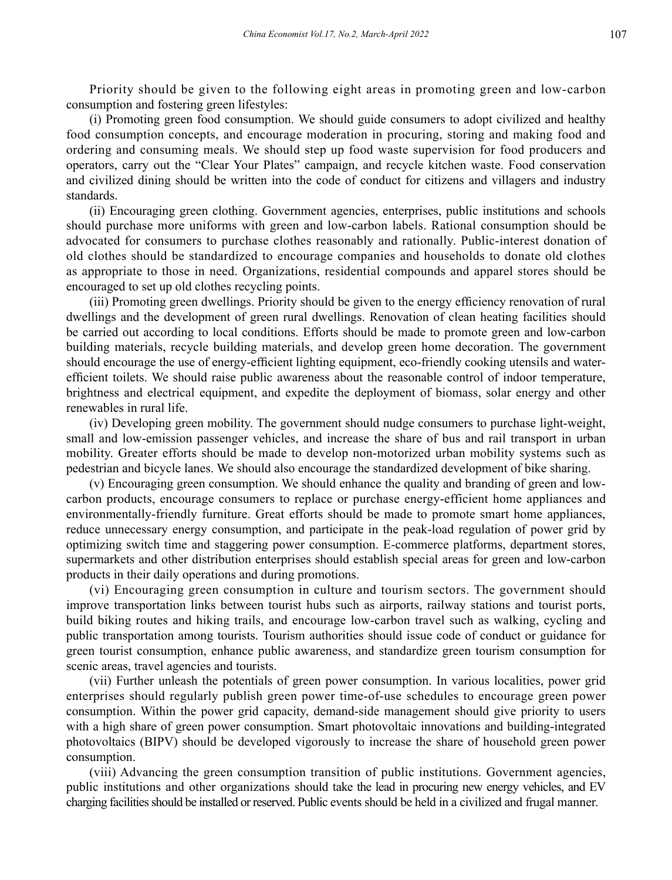Priority should be given to the following eight areas in promoting green and low-carbon consumption and fostering green lifestyles:

(i) Promoting green food consumption. We should guide consumers to adopt civilized and healthy food consumption concepts, and encourage moderation in procuring, storing and making food and ordering and consuming meals. We should step up food waste supervision for food producers and operators, carry out the "Clear Your Plates" campaign, and recycle kitchen waste. Food conservation and civilized dining should be written into the code of conduct for citizens and villagers and industry standards.

(ii) Encouraging green clothing. Government agencies, enterprises, public institutions and schools should purchase more uniforms with green and low-carbon labels. Rational consumption should be advocated for consumers to purchase clothes reasonably and rationally. Public-interest donation of old clothes should be standardized to encourage companies and households to donate old clothes as appropriate to those in need. Organizations, residential compounds and apparel stores should be encouraged to set up old clothes recycling points.

(iii) Promoting green dwellings. Priority should be given to the energy efficiency renovation of rural dwellings and the development of green rural dwellings. Renovation of clean heating facilities should be carried out according to local conditions. Efforts should be made to promote green and low-carbon building materials, recycle building materials, and develop green home decoration. The government should encourage the use of energy-efficient lighting equipment, eco-friendly cooking utensils and water-efficient toilets. We should raise public awareness about the reasonable control of indoor temperature, brightness and electrical equipment, and expedite the deployment of biomass, solar energy and other renewables in rural life.

(iv) Developing green mobility. The government should nudge consumers to purchase light-weight, small and low-emission passenger vehicles, and increase the share of bus and rail transport in urban mobility. Greater efforts should be made to develop non-motorized urban mobility systems such as pedestrian and bicycle lanes. We should also encourage the standardized development of bike sharing.

(v) Encouraging green consumption. We should enhance the quality and branding of green and low-carbon products, encourage consumers to replace or purchase energy-efficient home appliances and environmentally-friendly furniture. Great efforts should be made to promote smart home appliances, reduce unnecessary energy consumption, and participate in the peak-load regulation of power grid by optimizing switch time and staggering power consumption. E-commerce platforms, department stores, supermarkets and other distribution enterprises should establish special areas for green and low-carbon products in their daily operations and during promotions.

(vi) Encouraging green consumption in culture and tourism sectors. The government should improve transportation links between tourist hubs such as airports, railway stations and tourist ports, build biking routes and hiking trails, and encourage low-carbon travel such as walking, cycling and public transportation among tourists. Tourism authorities should issue code of conduct or guidance for green tourist consumption, enhance public awareness, and standardize green tourism consumption for scenic areas, travel agencies and tourists.

(vii) Further unleash the potentials of green power consumption. In various localities, power grid enterprises should regularly publish green power time-of-use schedules to encourage green power consumption. Within the power grid capacity, demand-side management should give priority to users with a high share of green power consumption. Smart photovoltaic innovations and building-integrated photovoltaics (BIPV) should be developed vigorously to increase the share of household green power consumption.

(viii) Advancing the green consumption transition of public institutions. Government agencies, public institutions and other organizations should take the lead in procuring new energy vehicles, and EV charging facilities should be installed or reserved. Public events should be held in a civilized and frugal manner.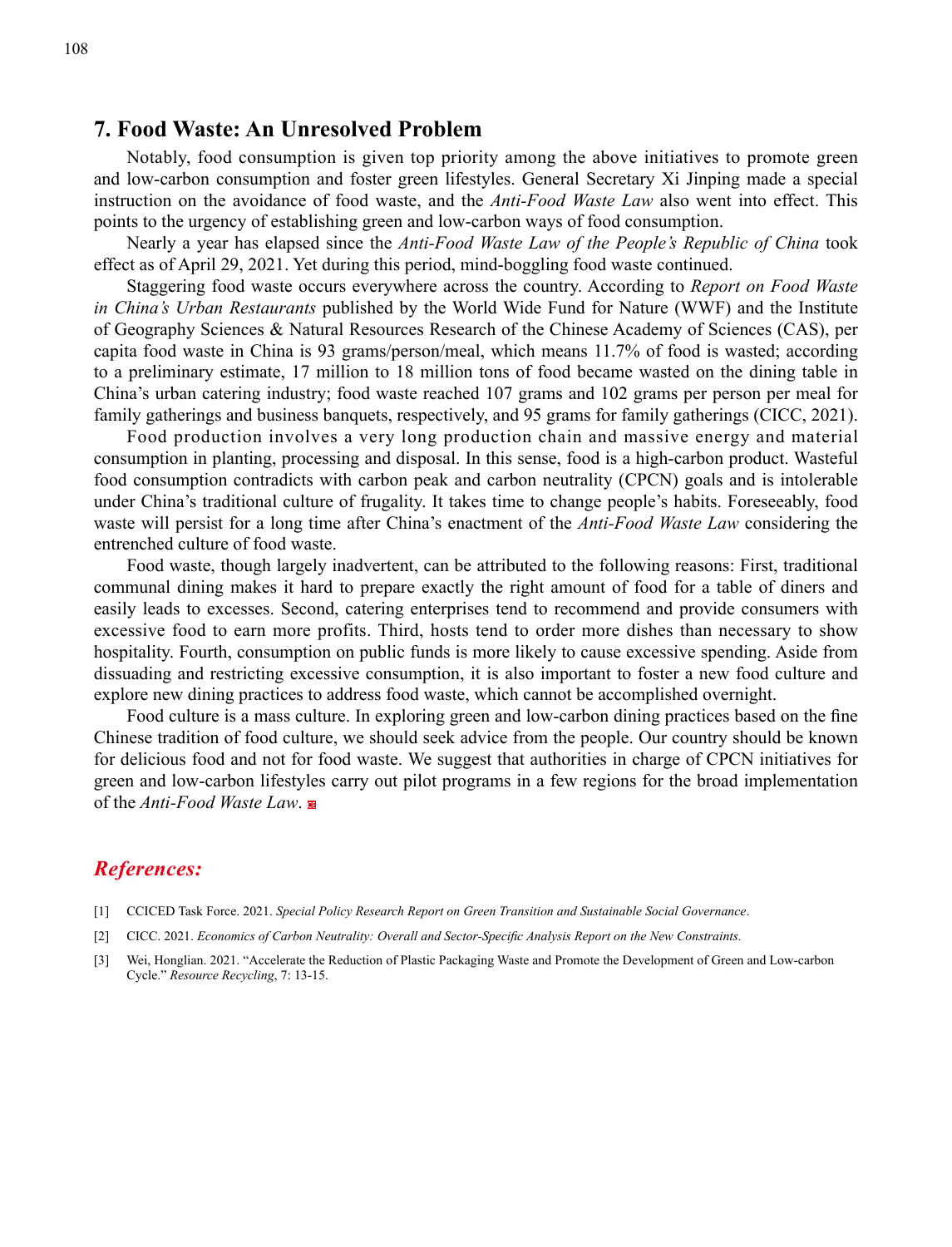## 7. Food Waste: An Unresolved Problem

Notably, food consumption is given top priority among the above initiatives to promote green and low-carbon consumption and foster green lifestyles. General Secretary Xi Jinping made a special instruction on the avoidance of food waste, and the *Anti-Food Waste Law* also went into effect. This points to the urgency of establishing green and low-carbon ways of food consumption.

Nearly a year has elapsed since the *Anti-Food Waste Law of the People's Republic of China* took effect as of April 29, 2021. Yet during this period, mind-boggling food waste continued.

Staggering food waste occurs everywhere across the country. According to *Report on Food Waste in China's Urban Restaurants* published by the World Wide Fund for Nature (WWF) and the Institute of Geography Sciences & Natural Resources Research of the Chinese Academy of Sciences (CAS), per capita food waste in China is 93 grams/person/meal, which means 11.7% of food is wasted; according to a preliminary estimate, 17 million to 18 million tons of food became wasted on the dining table in China's urban catering industry; food waste reached 107 grams and 102 grams per person per meal for family gatherings and business banquets, respectively, and 95 grams for family gatherings (CICC, 2021).

Food production involves a very long production chain and massive energy and material consumption in planting, processing and disposal. In this sense, food is a high-carbon product. Wasteful food consumption contradicts with carbon peak and carbon neutrality (CPCN) goals and is intolerable under China's traditional culture of frugality. It takes time to change people's habits. Foreseeably, food waste will persist for a long time after China's enactment of the *Anti-Food Waste Law* considering the entrenched culture of food waste.

Food waste, though largely inadvertent, can be attributed to the following reasons: First, traditional communal dining makes it hard to prepare exactly the right amount of food for a table of diners and easily leads to excesses. Second, catering enterprises tend to recommend and provide consumers with excessive food to earn more profits. Third, hosts tend to order more dishes than necessary to show hospitality. Fourth, consumption on public funds is more likely to cause excessive spending. Aside from dissuading and restricting excessive consumption, it is also important to foster a new food culture and explore new dining practices to address food waste, which cannot be accomplished overnight.

Food culture is a mass culture. In exploring green and low-carbon dining practices based on the fine Chinese tradition of food culture, we should seek advice from the people. Our country should be known for delicious food and not for food waste. We suggest that authorities in charge of CPCN initiatives for green and low-carbon lifestyles carry out pilot programs in a few regions for the broad implementation of the *Anti-Food Waste Law*.

## *References:*

[1] CCICED Task Force. 2021. *Special Policy Research Report on Green Transition and Sustainable Social Governance*.

[2] CICC. 2021. *Economics of Carbon Neutrality: Overall and Sector-Specific Analysis Report on the New Constraints.*

[3] Wei, Honglian. 2021. "Accelerate the Reduction of Plastic Packaging Waste and Promote the Development of Green and Low-carbon Cycle." *Resource Recycling*, 7: 13-15.